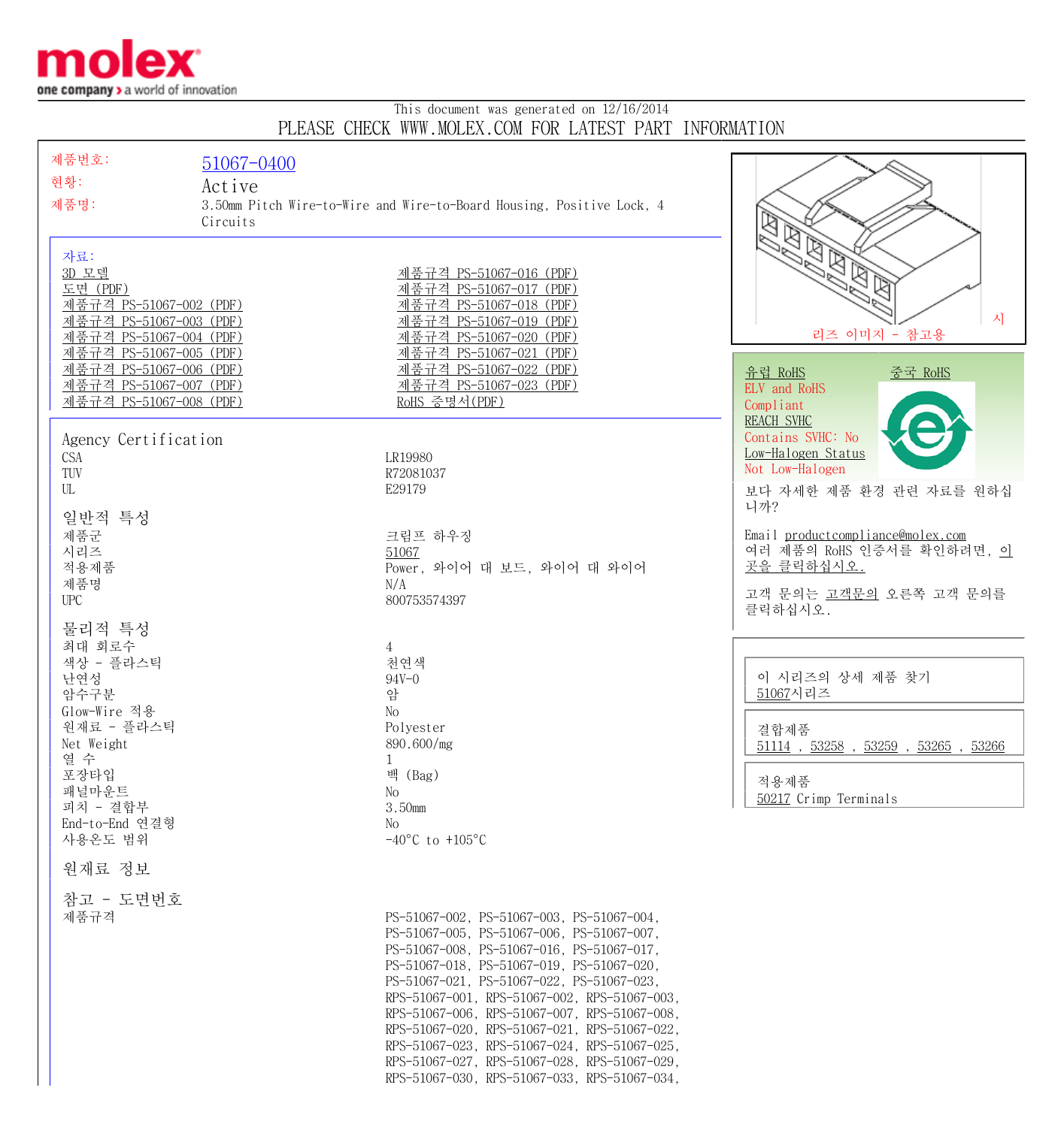molex
one company > a world of innovation

This document was generated on 12/16/2014

PLEASE CHECK WWW.MOLEX.COM FOR LATEST PART INFORMATION

| | |
|---|---|
| 제품번호: | 51067-0400 |
| 현황: | Active |
| 제품명: | 3.50mm Pitch Wire-to-Wire and Wire-to-Board Housing, Positive Lock, 4 Circuits |

자료:

- 3D 모델
- 도면 (PDF)
- 제품규격 PS-51067-002 (PDF)
- 제품규격 PS-51067-003 (PDF)
- 제품규격 PS-51067-004 (PDF)
- 제품규격 PS-51067-005 (PDF)
- 제품규격 PS-51067-006 (PDF)
- 제품규격 PS-51067-007 (PDF)
- 제품규격 PS-51067-008 (PDF)
- 제품규격 PS-51067-016 (PDF)
- 제품규격 PS-51067-017 (PDF)
- 제품규격 PS-51067-018 (PDF)
- 제품규격 PS-51067-019 (PDF)
- 제품규격 PS-51067-020 (PDF)
- 제품규격 PS-51067-021 (PDF)
- 제품규격 PS-51067-022 (PDF)
- 제품규격 PS-51067-023 (PDF)
- RoHS 증명서(PDF)

## Agency Certification

| | |
|---|---|
| CSA | LR19980 |
| TUV | R72081037 |
| UL | E29179 |

## 일반적 특성

| | |
|---|---|
| 제품군 | 크림프 하우징 |
| 시리즈 | 51067 |
| 적용제품 | Power, 와이어 대 보드, 와이어 대 와이어 |
| 제품명 | N/A |
| UPC | 800753574397 |

## 물리적 특성

| | |
|---|---|
| 최대 회로수 | 4 |
| 색상 - 플라스틱 | 천연색 |
| 난연성 | 94V-0 |
| 암수구분 | 암 |
| Glow-Wire 적용 | No |
| 원재료 - 플라스틱 | Polyester |
| Net Weight | 890.600/mg |
| 열 수 | 1 |
| 포장타입 | 백 (Bag) |
| 패널마운트 | No |
| 피치 - 결합부 | 3.50mm |
| End-to-End 연결형 | No |
| 사용온도 범위 | -40°C to +105°C |

## 원재료 정보

## 참고 - 도면번호

| | |
|---|---|
| 제품규격 | PS-51067-002, PS-51067-003, PS-51067-004, PS-51067-005, PS-51067-006, PS-51067-007, PS-51067-008, PS-51067-016, PS-51067-017, PS-51067-018, PS-51067-019, PS-51067-020, PS-51067-021, PS-51067-022, PS-51067-023, RPS-51067-001, RPS-51067-002, RPS-51067-003, RPS-51067-006, RPS-51067-007, RPS-51067-008, RPS-51067-020, RPS-51067-021, RPS-51067-022, RPS-51067-023, RPS-51067-024, RPS-51067-025, RPS-51067-027, RPS-51067-028, RPS-51067-029, RPS-51067-030, RPS-51067-033, RPS-51067-034, |

시리즈 이미지 - 참고용

유럽 RoHS
ELV and RoHS
Compliant
REACH SVHC
Contains SVHC: No
Low-Halogen Status
Not Low-Halogen

중국 RoHS

보다 자세한 제품 환경 관련 자료를 원하십니까?

Email productcompliance@molex.com
여러 제품의 RoHS 인증서를 확인하려면, 이곳을 클릭하십시오.

고객 문의는 고객문의 오른쪽 고객 문의를 클릭하십시오.

이 시리즈의 상세 제품 찾기
51067시리즈

결합제품
51114 , 53258 , 53259 , 53265 , 53266

적용제품
50217 Crimp Terminals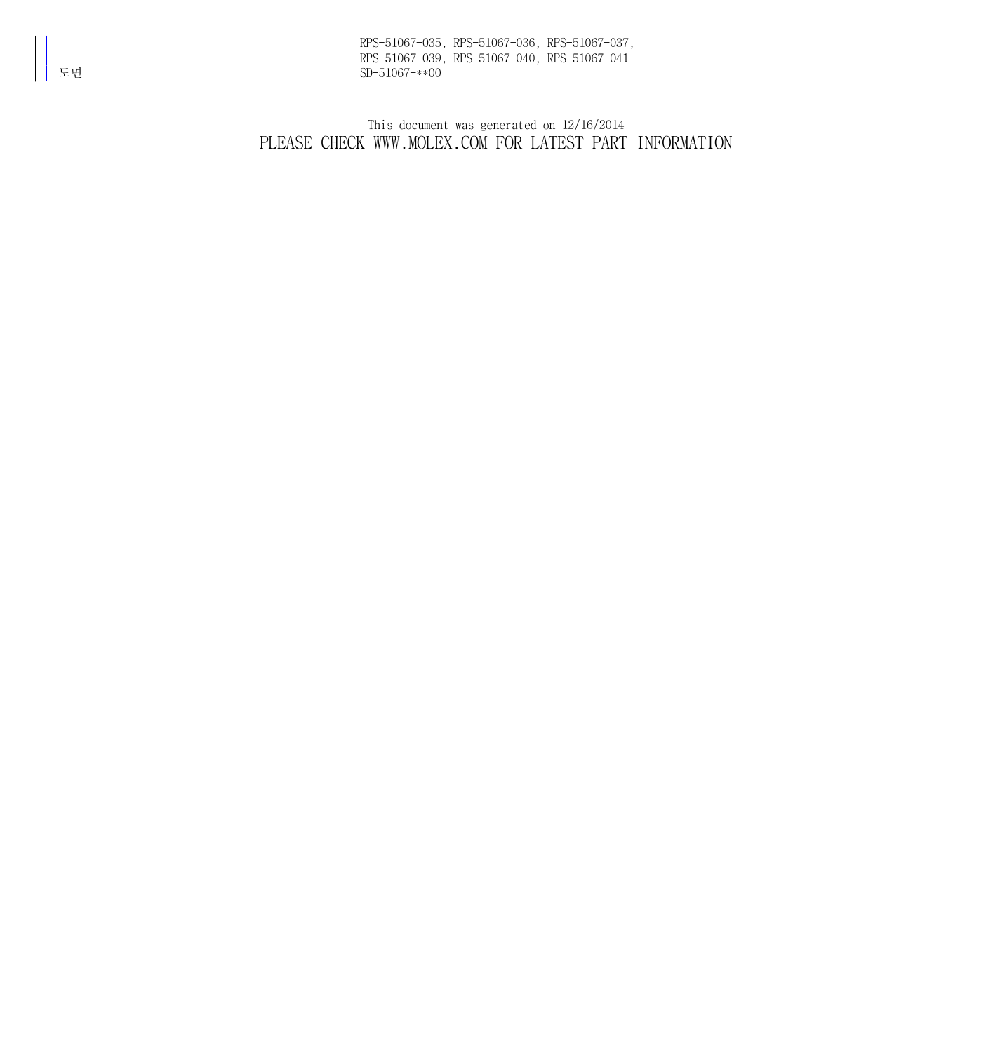도면

RPS-51067-035, RPS-51067-036, RPS-51067-037,
RPS-51067-039, RPS-51067-040, RPS-51067-041
SD-51067-**00

This document was generated on 12/16/2014

PLEASE CHECK WWW.MOLEX.COM FOR LATEST PART INFORMATION